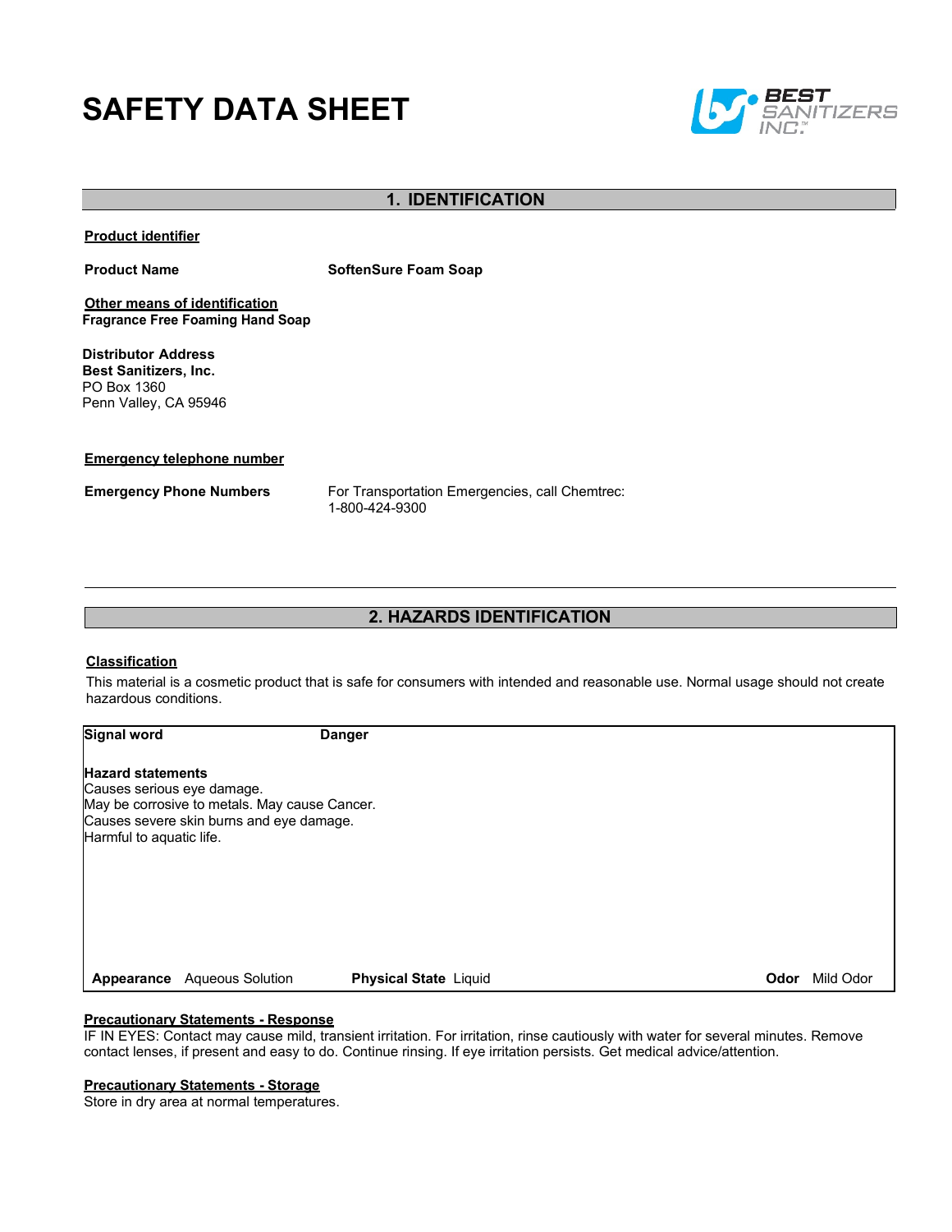# SAFETY DATA SHEET

## 1. IDENTIFICATION

**Product identifier**

**Product Name** **SoftenSure Foam Soap**

**Other means of identification**
**Fragrance Free Foaming Hand Soap**

**Distributor Address**
**Best Sanitizers, Inc.**
PO Box 1360
Penn Valley, CA 95946

**Emergency telephone number**

**Emergency Phone Numbers** For Transportation Emergencies, call Chemtrec:
1-800-424-9300

## 2. HAZARDS IDENTIFICATION

**Classification**

This material is a cosmetic product that is safe for consumers with intended and reasonable use. Normal usage should not create hazardous conditions.

**Signal word** **Danger**

**Hazard statements**
Causes serious eye damage.
May be corrosive to metals. May cause Cancer.
Causes severe skin burns and eye damage.
Harmful to aquatic life.

**Appearance** Aqueous Solution **Physical State** Liquid **Odor** Mild Odor

**Precautionary Statements - Response**
IF IN EYES: Contact may cause mild, transient irritation. For irritation, rinse cautiously with water for several minutes. Remove contact lenses, if present and easy to do. Continue rinsing. If eye irritation persists. Get medical advice/attention.

**Precautionary Statements - Storage**
Store in dry area at normal temperatures.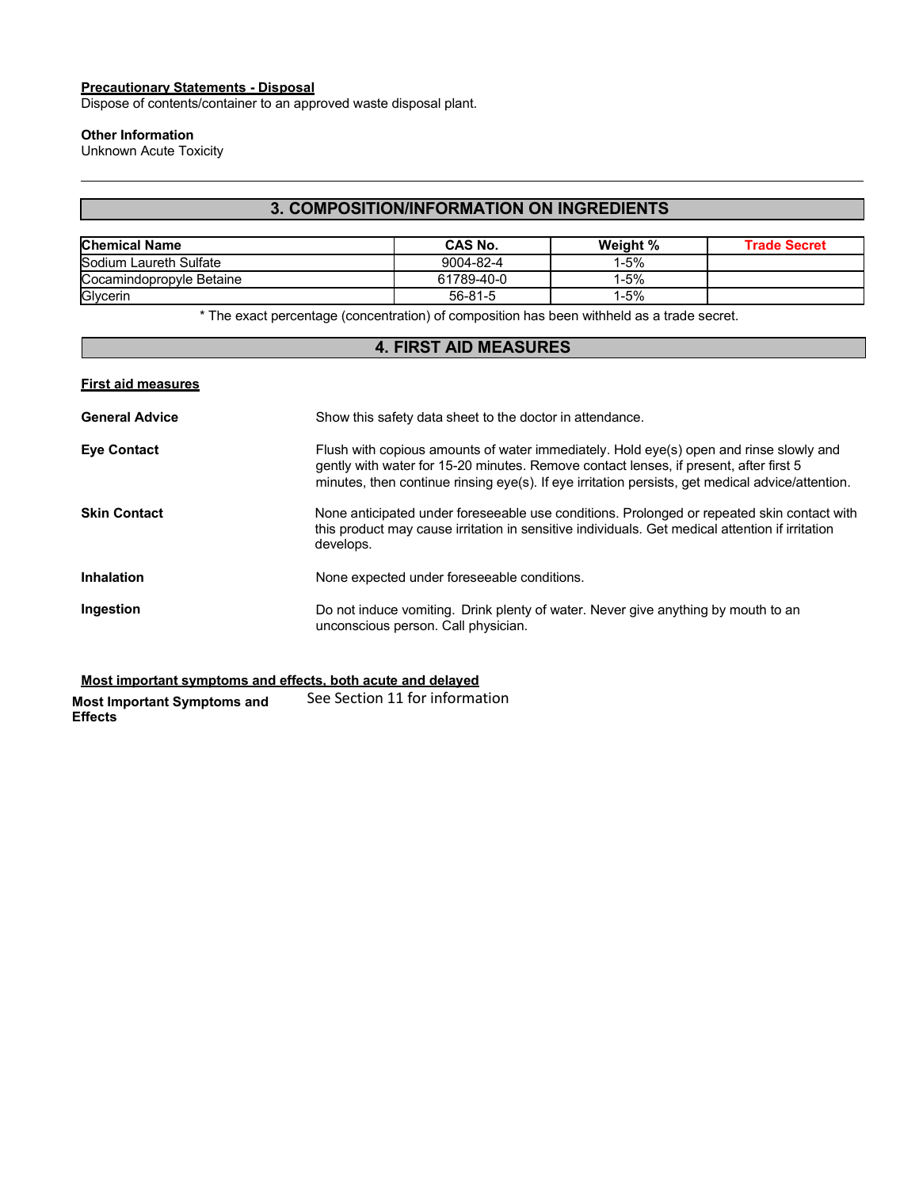**Precautionary Statements - Disposal**
Dispose of contents/container to an approved waste disposal plant.

**Other Information**
Unknown Acute Toxicity

---

## 3. COMPOSITION/INFORMATION ON INGREDIENTS

| Chemical Name | CAS No. | Weight % | Trade Secret |
|---|---|---|---|
| Sodium Laureth Sulfate | 9004-82-4 | 1-5% | |
| Cocamindopropyle Betaine | 61789-40-0 | 1-5% | |
| Glycerin | 56-81-5 | 1-5% | |

* The exact percentage (concentration) of composition has been withheld as a trade secret.

## 4. FIRST AID MEASURES

**First aid measures**

**General Advice**
Show this safety data sheet to the doctor in attendance.

**Eye Contact**
Flush with copious amounts of water immediately. Hold eye(s) open and rinse slowly and gently with water for 15-20 minutes. Remove contact lenses, if present, after first 5 minutes, then continue rinsing eye(s). If eye irritation persists, get medical advice/attention.

**Skin Contact**
None anticipated under foreseeable use conditions. Prolonged or repeated skin contact with this product may cause irritation in sensitive individuals. Get medical attention if irritation develops.

**Inhalation**
None expected under foreseeable conditions.

**Ingestion**
Do not induce vomiting. Drink plenty of water. Never give anything by mouth to an unconscious person. Call physician.

**Most important symptoms and effects, both acute and delayed**

**Most Important Symptoms and Effects**
See Section 11 for information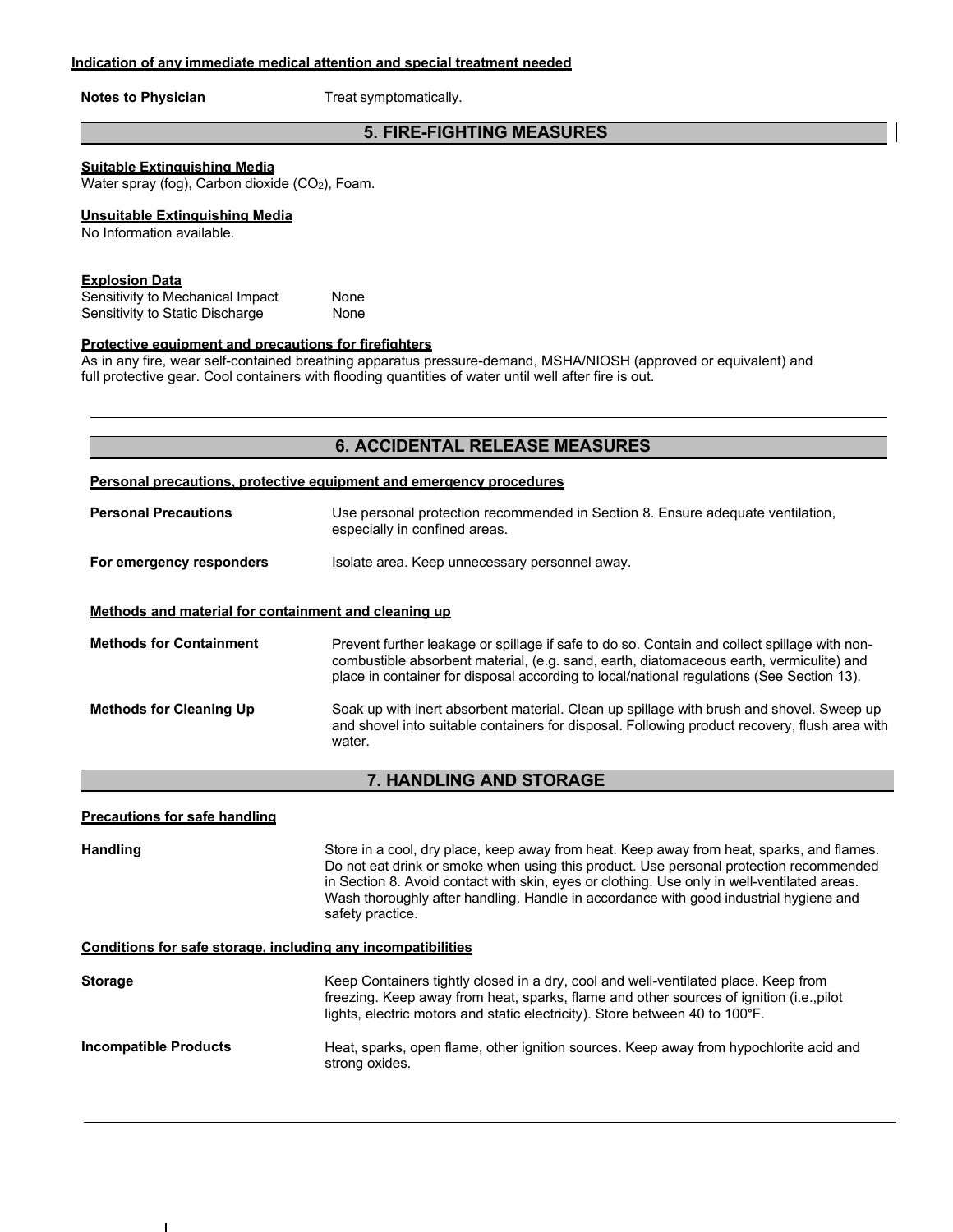**Indication of any immediate medical attention and special treatment needed**

**Notes to Physician** Treat symptomatically.

## 5. FIRE-FIGHTING MEASURES

**Suitable Extinguishing Media**
Water spray (fog), Carbon dioxide ($CO_2$), Foam.

**Unsuitable Extinguishing Media**
No Information available.

**Explosion Data**

| | |
|---|---|
| Sensitivity to Mechanical Impact | None |
| Sensitivity to Static Discharge | None |

**Protective equipment and precautions for firefighters**
As in any fire, wear self-contained breathing apparatus pressure-demand, MSHA/NIOSH (approved or equivalent) and full protective gear. Cool containers with flooding quantities of water until well after fire is out.

## 6. ACCIDENTAL RELEASE MEASURES

**Personal precautions, protective equipment and emergency procedures**

**Personal Precautions** Use personal protection recommended in Section 8. Ensure adequate ventilation, especially in confined areas.

**For emergency responders** Isolate area. Keep unnecessary personnel away.

**Methods and material for containment and cleaning up**

**Methods for Containment** Prevent further leakage or spillage if safe to do so. Contain and collect spillage with non-combustible absorbent material, (e.g. sand, earth, diatomaceous earth, vermiculite) and place in container for disposal according to local/national regulations (See Section 13).

**Methods for Cleaning Up** Soak up with inert absorbent material. Clean up spillage with brush and shovel. Sweep up and shovel into suitable containers for disposal. Following product recovery, flush area with water.

## 7. HANDLING AND STORAGE

**Precautions for safe handling**

**Handling** Store in a cool, dry place, keep away from heat. Keep away from heat, sparks, and flames. Do not eat drink or smoke when using this product. Use personal protection recommended in Section 8. Avoid contact with skin, eyes or clothing. Use only in well-ventilated areas. Wash thoroughly after handling. Handle in accordance with good industrial hygiene and safety practice.

**Conditions for safe storage, including any incompatibilities**

**Storage** Keep Containers tightly closed in a dry, cool and well-ventilated place. Keep from freezing. Keep away from heat, sparks, flame and other sources of ignition (i.e.,pilot lights, electric motors and static electricity). Store between 40 to 100°F.

**Incompatible Products** Heat, sparks, open flame, other ignition sources. Keep away from hypochlorite acid and strong oxides.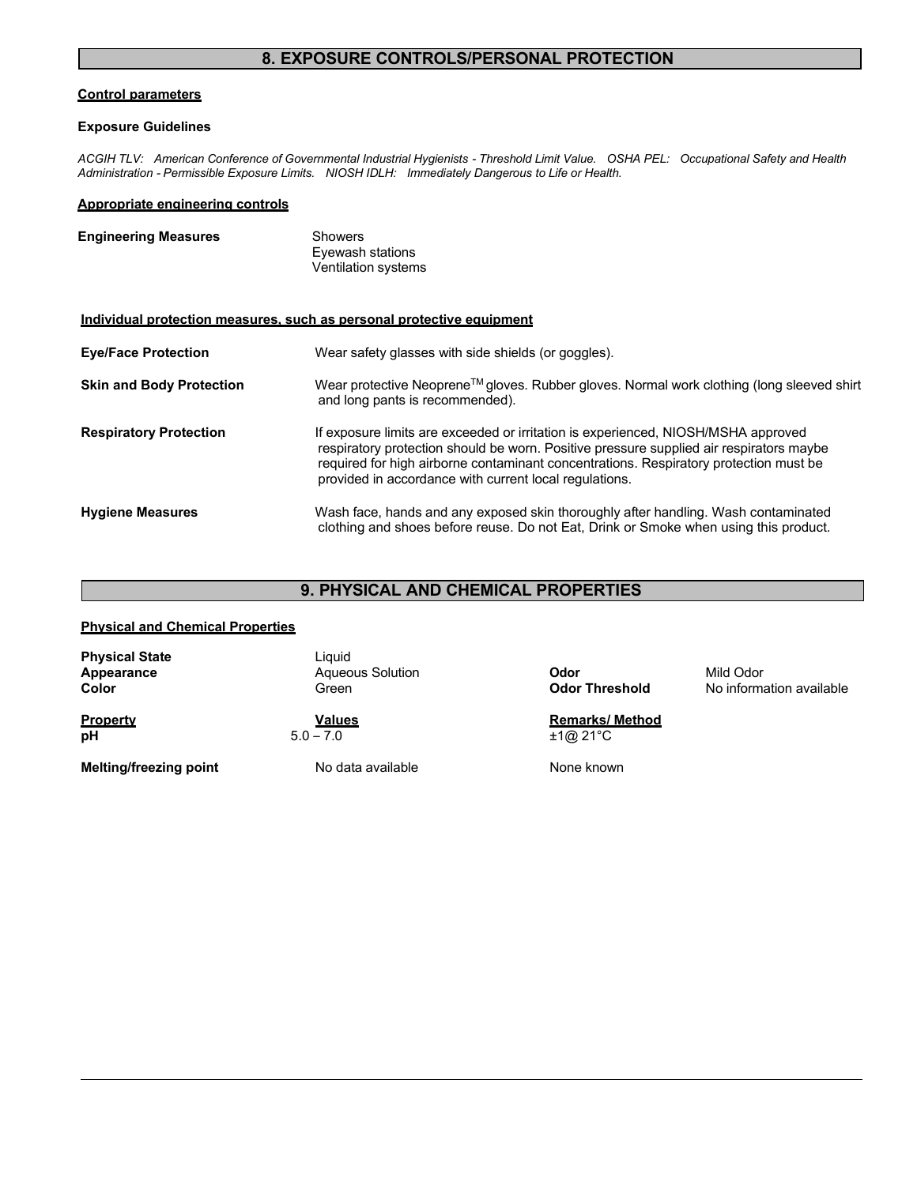## 8. EXPOSURE CONTROLS/PERSONAL PROTECTION

**Control parameters**

**Exposure Guidelines**

*ACGIH TLV: American Conference of Governmental Industrial Hygienists - Threshold Limit Value. OSHA PEL: Occupational Safety and Health Administration - Permissible Exposure Limits. NIOSH IDLH: Immediately Dangerous to Life or Health.*

**Appropriate engineering controls**

**Engineering Measures**
Showers
Eyewash stations
Ventilation systems

**Individual protection measures, such as personal protective equipment**

**Eye/Face Protection** — Wear safety glasses with side shields (or goggles).

**Skin and Body Protection** — Wear protective Neoprene™ gloves. Rubber gloves. Normal work clothing (long sleeved shirt and long pants is recommended).

**Respiratory Protection** — If exposure limits are exceeded or irritation is experienced, NIOSH/MSHA approved respiratory protection should be worn. Positive pressure supplied air respirators maybe required for high airborne contaminant concentrations. Respiratory protection must be provided in accordance with current local regulations.

**Hygiene Measures** — Wash face, hands and any exposed skin thoroughly after handling. Wash contaminated clothing and shoes before reuse. Do not Eat, Drink or Smoke when using this product.

## 9. PHYSICAL AND CHEMICAL PROPERTIES

**Physical and Chemical Properties**

| | | | |
|---|---|---|---|
| **Physical State** | Liquid | | |
| **Appearance** | Aqueous Solution | **Odor** | Mild Odor |
| **Color** | Green | **Odor Threshold** | No information available |

| **Property** | **Values** | **Remarks/ Method** |
|---|---|---|
| **pH** | 5.0 – 7.0 | ±1@ 21°C |
| **Melting/freezing point** | No data available | None known |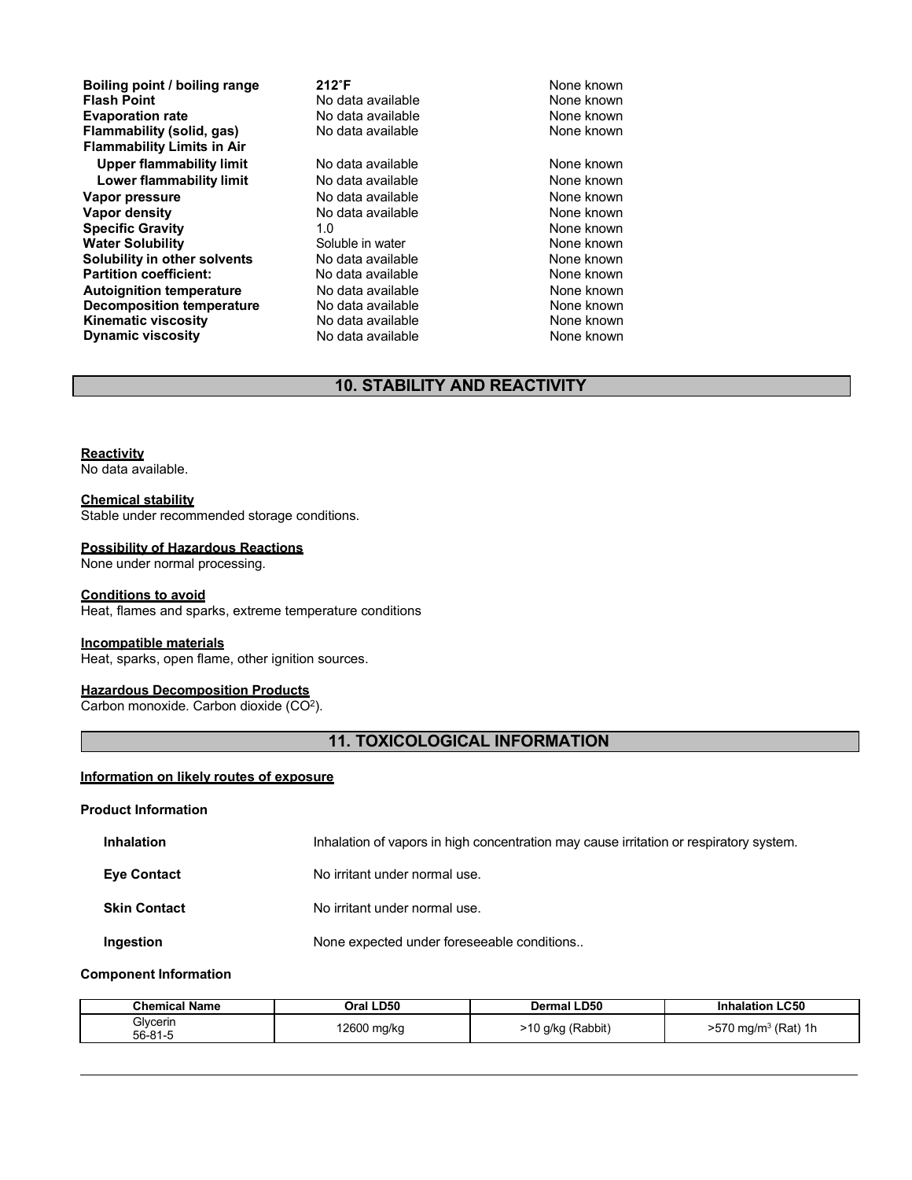| | | |
|---|---|---|
| **Boiling point / boiling range** | **212°F** | None known |
| **Flash Point** | No data available | None known |
| **Evaporation rate** | No data available | None known |
| **Flammability (solid, gas)** | No data available | None known |
| **Flammability Limits in Air** | | |
| **Upper flammability limit** | No data available | None known |
| **Lower flammability limit** | No data available | None known |
| **Vapor pressure** | No data available | None known |
| **Vapor density** | No data available | None known |
| **Specific Gravity** | 1.0 | None known |
| **Water Solubility** | Soluble in water | None known |
| **Solubility in other solvents** | No data available | None known |
| **Partition coefficient:** | No data available | None known |
| **Autoignition temperature** | No data available | None known |
| **Decomposition temperature** | No data available | None known |
| **Kinematic viscosity** | No data available | None known |
| **Dynamic viscosity** | No data available | None known |

## 10. STABILITY AND REACTIVITY

**Reactivity**
No data available.

**Chemical stability**
Stable under recommended storage conditions.

**Possibility of Hazardous Reactions**
None under normal processing.

**Conditions to avoid**
Heat, flames and sparks, extreme temperature conditions

**Incompatible materials**
Heat, sparks, open flame, other ignition sources.

**Hazardous Decomposition Products**
Carbon monoxide. Carbon dioxide ($CO^2$).

## 11. TOXICOLOGICAL INFORMATION

**Information on likely routes of exposure**

**Product Information**

**Inhalation** Inhalation of vapors in high concentration may cause irritation or respiratory system.

**Eye Contact** No irritant under normal use.

**Skin Contact** No irritant under normal use.

**Ingestion** None expected under foreseeable conditions..

**Component Information**

| Chemical Name | Oral LD50 | Dermal LD50 | Inhalation LC50 |
|---|---|---|---|
| Glycerin 56-81-5 | 12600 mg/kg | >10 g/kg (Rabbit) | >570 mg/m³ (Rat) 1h |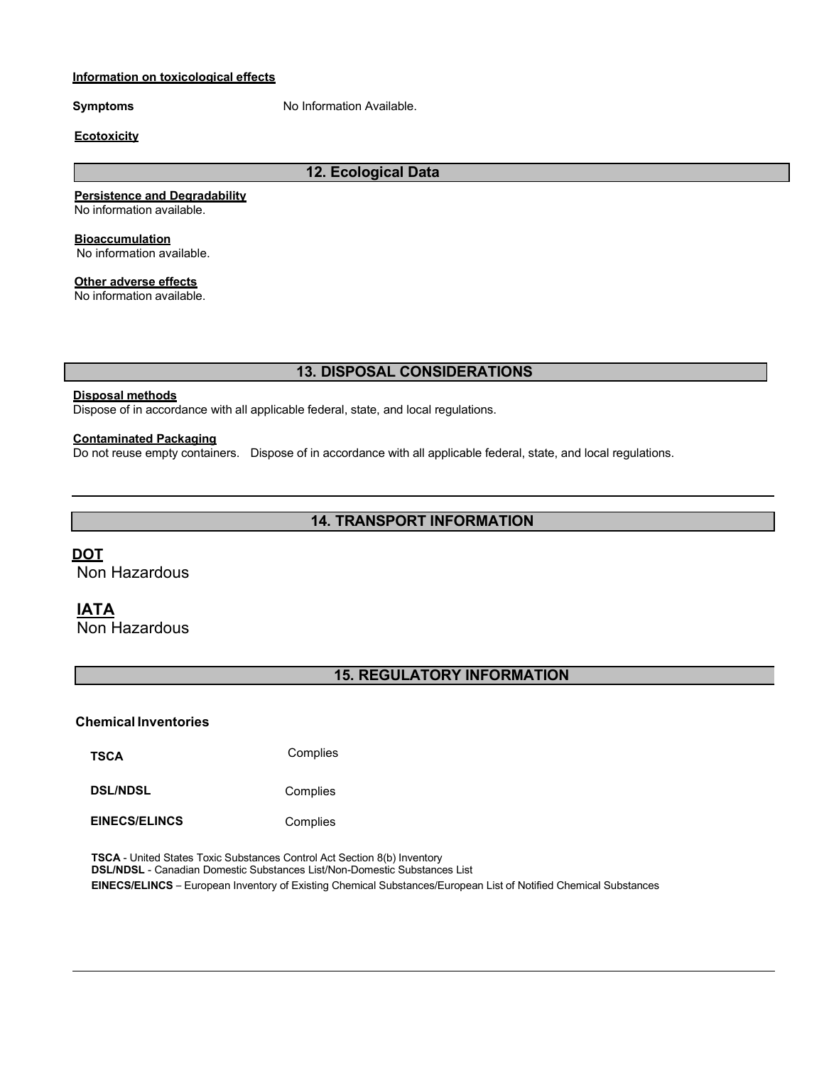**Information on toxicological effects**

**Symptoms** No Information Available.

**Ecotoxicity**

## 12. Ecological Data

**Persistence and Degradability**
No information available.

**Bioaccumulation**
No information available.

**Other adverse effects**
No information available.

## 13. DISPOSAL CONSIDERATIONS

**Disposal methods**
Dispose of in accordance with all applicable federal, state, and local regulations.

**Contaminated Packaging**
Do not reuse empty containers. Dispose of in accordance with all applicable federal, state, and local regulations.

## 14. TRANSPORT INFORMATION

**DOT**
Non Hazardous

**IATA**
Non Hazardous

## 15. REGULATORY INFORMATION

**Chemical Inventories**

| | |
|---|---|
| **TSCA** | Complies |
| **DSL/NDSL** | Complies |
| **EINECS/ELINCS** | Complies |

**TSCA** - United States Toxic Substances Control Act Section 8(b) Inventory
**DSL/NDSL** - Canadian Domestic Substances List/Non-Domestic Substances List
**EINECS/ELINCS** – European Inventory of Existing Chemical Substances/European List of Notified Chemical Substances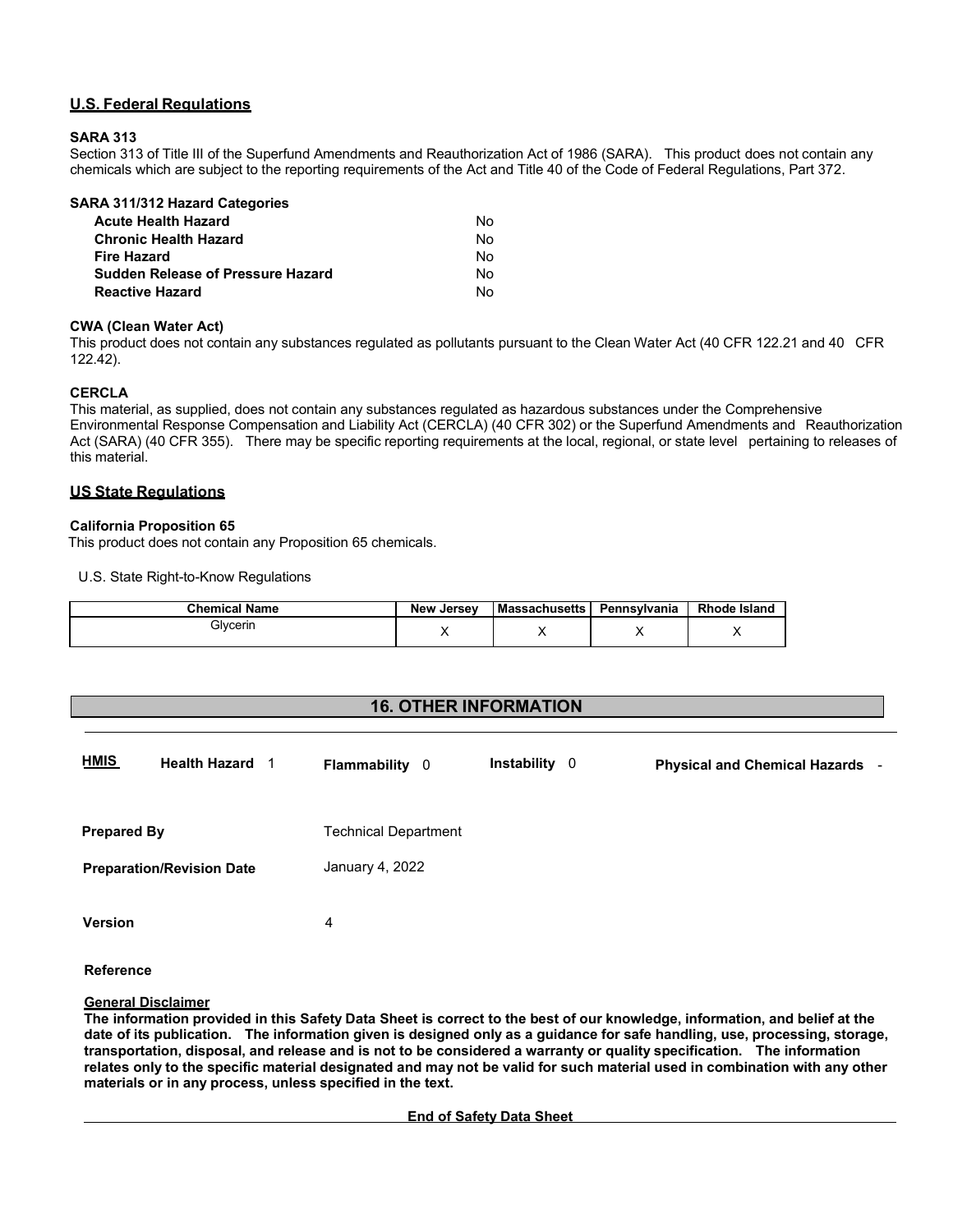## U.S. Federal Regulations

### SARA 313

Section 313 of Title III of the Superfund Amendments and Reauthorization Act of 1986 (SARA). This product does not contain any chemicals which are subject to the reporting requirements of the Act and Title 40 of the Code of Federal Regulations, Part 372.

### SARA 311/312 Hazard Categories

| | |
|---|---|
| **Acute Health Hazard** | No |
| **Chronic Health Hazard** | No |
| **Fire Hazard** | No |
| **Sudden Release of Pressure Hazard** | No |
| **Reactive Hazard** | No |

### CWA (Clean Water Act)

This product does not contain any substances regulated as pollutants pursuant to the Clean Water Act (40 CFR 122.21 and 40 CFR 122.42).

### CERCLA

This material, as supplied, does not contain any substances regulated as hazardous substances under the Comprehensive Environmental Response Compensation and Liability Act (CERCLA) (40 CFR 302) or the Superfund Amendments and Reauthorization Act (SARA) (40 CFR 355). There may be specific reporting requirements at the local, regional, or state level pertaining to releases of this material.

## US State Regulations

### California Proposition 65

This product does not contain any Proposition 65 chemicals.

U.S. State Right-to-Know Regulations

| Chemical Name | New Jersey | Massachusetts | Pennsylvania | Rhode Island |
|---|---|---|---|---|
| Glycerin | X | X | X | X |

# 16. OTHER INFORMATION

| | | | | |
|---|---|---|---|---|
| **HMIS** | **Health Hazard** 1 | **Flammability** 0 | **Instability** 0 | **Physical and Chemical Hazards** - |

**Prepared By** Technical Department

**Preparation/Revision Date** January 4, 2022

**Version** 4

**Reference**

**General Disclaimer**

**The information provided in this Safety Data Sheet is correct to the best of our knowledge, information, and belief at the date of its publication. The information given is designed only as a guidance for safe handling, use, processing, storage, transportation, disposal, and release and is not to be considered a warranty or quality specification. The information relates only to the specific material designated and may not be valid for such material used in combination with any other materials or in any process, unless specified in the text.**

**End of Safety Data Sheet**